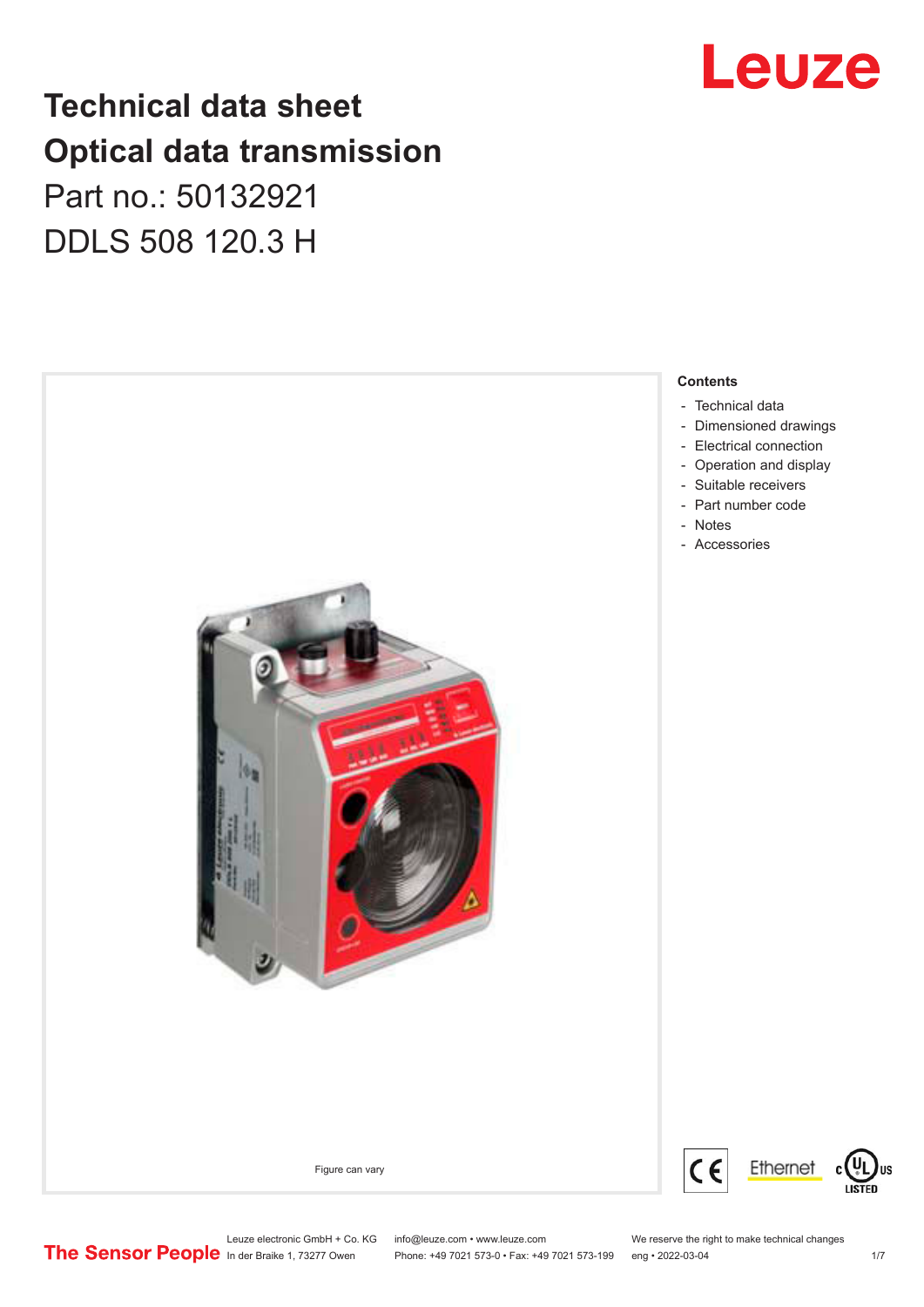# Technical data sheet
# Optical data transmission

Part no.: 50132921

DDLS 508 120.3 H

Figure can vary

**Contents**

- Technical data
- Dimensioned drawings
- Electrical connection
- Operation and display
- Suitable receivers
- Part number code
- Notes
- Accessories

Leuze electronic GmbH + Co. KG
In der Braike 1, 73277 Owen

info@leuze.com • www.leuze.com
Phone: +49 7021 573-0 • Fax: +49 7021 573-199

We reserve the right to make technical changes
eng • 2022-03-04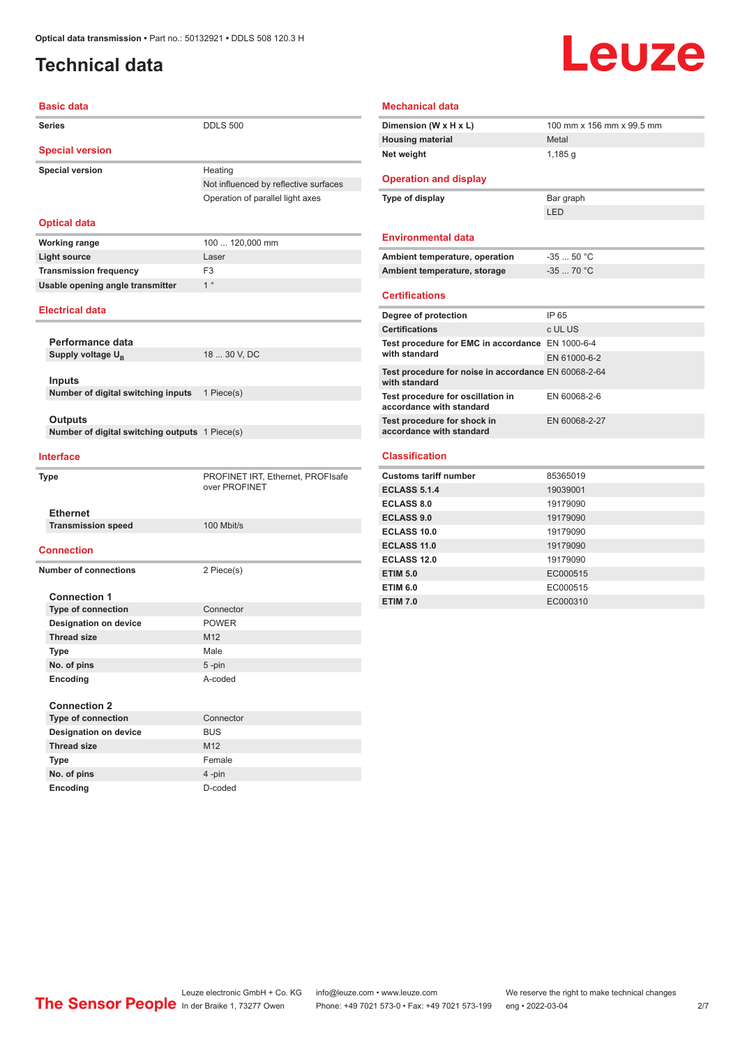# Technical data

## Basic data

| | |
|---|---|
| **Series** | DDLS 500 |

## Special version

| | |
|---|---|
| **Special version** | Heating |
| | Not influenced by reflective surfaces |
| | Operation of parallel light axes |

## Optical data

| | |
|---|---|
| **Working range** | 100 ... 120,000 mm |
| **Light source** | Laser |
| **Transmission frequency** | F3 |
| **Usable opening angle transmitter** | 1 ° |

## Electrical data

### Performance data

| | |
|---|---|
| **Supply voltage $U_B$** | 18 ... 30 V, DC |

### Inputs

| | |
|---|---|
| **Number of digital switching inputs** | 1 Piece(s) |

### Outputs

| | |
|---|---|
| **Number of digital switching outputs** | 1 Piece(s) |

## Interface

| | |
|---|---|
| **Type** | PROFINET IRT, Ethernet, PROFIsafe over PROFINET |

### Ethernet

| | |
|---|---|
| **Transmission speed** | 100 Mbit/s |

## Connection

| | |
|---|---|
| **Number of connections** | 2 Piece(s) |

### Connection 1

| | |
|---|---|
| **Type of connection** | Connector |
| **Designation on device** | POWER |
| **Thread size** | M12 |
| **Type** | Male |
| **No. of pins** | 5 -pin |
| **Encoding** | A-coded |

### Connection 2

| | |
|---|---|
| **Type of connection** | Connector |
| **Designation on device** | BUS |
| **Thread size** | M12 |
| **Type** | Female |
| **No. of pins** | 4 -pin |
| **Encoding** | D-coded |

## Mechanical data

| | |
|---|---|
| **Dimension (W x H x L)** | 100 mm x 156 mm x 99.5 mm |
| **Housing material** | Metal |
| **Net weight** | 1,185 g |

## Operation and display

| | |
|---|---|
| **Type of display** | Bar graph |
| | LED |

## Environmental data

| | |
|---|---|
| **Ambient temperature, operation** | -35 ... 50 °C |
| **Ambient temperature, storage** | -35 ... 70 °C |

## Certifications

| | |
|---|---|
| **Degree of protection** | IP 65 |
| **Certifications** | c UL US |
| **Test procedure for EMC in accordance with standard** | EN 1000-6-4 |
| | EN 61000-6-2 |
| **Test procedure for noise in accordance with standard** | EN 60068-2-64 |
| **Test procedure for oscillation in accordance with standard** | EN 60068-2-6 |
| **Test procedure for shock in accordance with standard** | EN 60068-2-27 |

## Classification

| | |
|---|---|
| **Customs tariff number** | 85365019 |
| **ECLASS 5.1.4** | 19039001 |
| **ECLASS 8.0** | 19179090 |
| **ECLASS 9.0** | 19179090 |
| **ECLASS 10.0** | 19179090 |
| **ECLASS 11.0** | 19179090 |
| **ECLASS 12.0** | 19179090 |
| **ETIM 5.0** | EC000515 |
| **ETIM 6.0** | EC000515 |
| **ETIM 7.0** | EC000310 |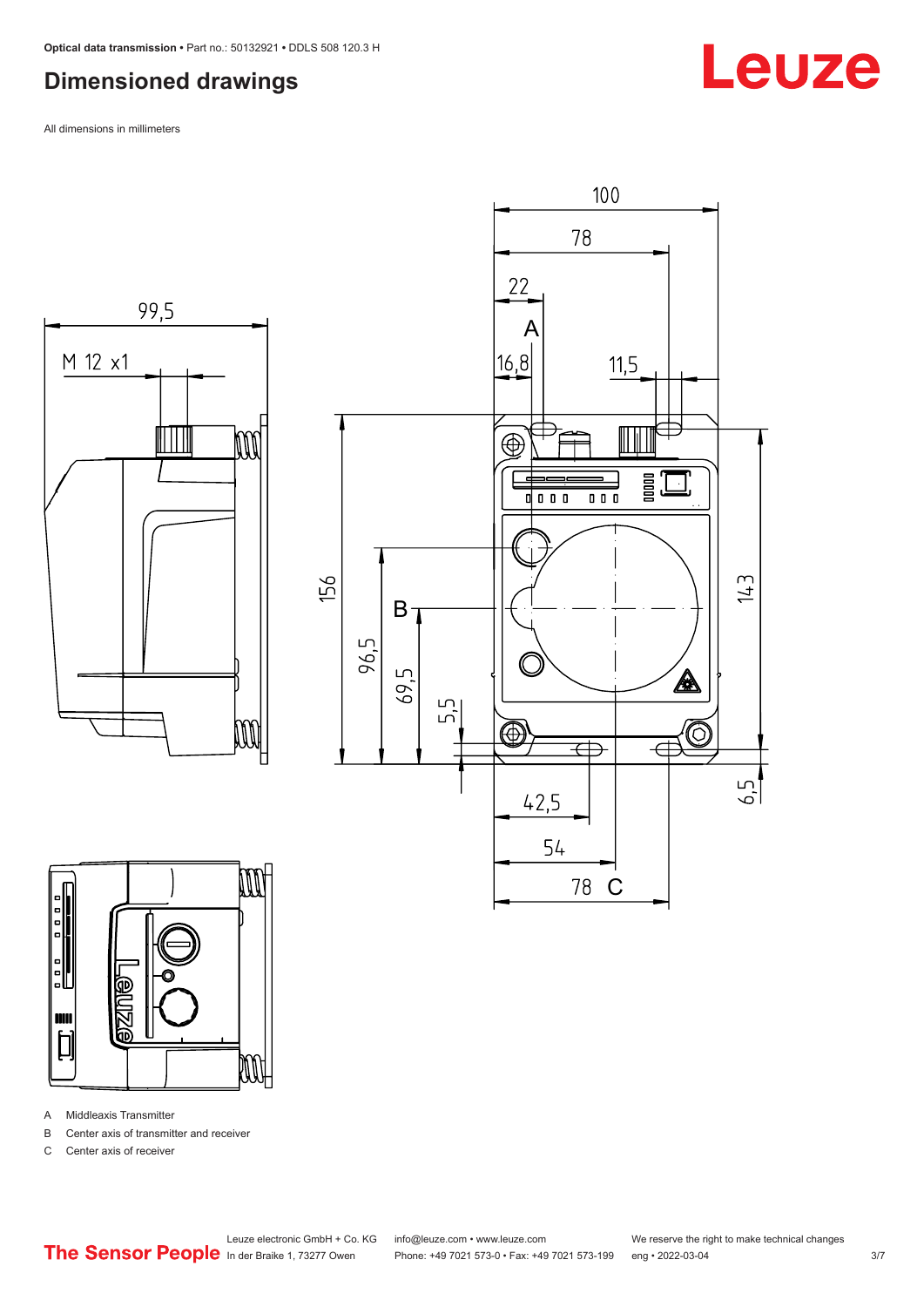## Dimensioned drawings

All dimensions in millimeters

A Middleaxis Transmitter

B Center axis of transmitter and receiver

C Center axis of receiver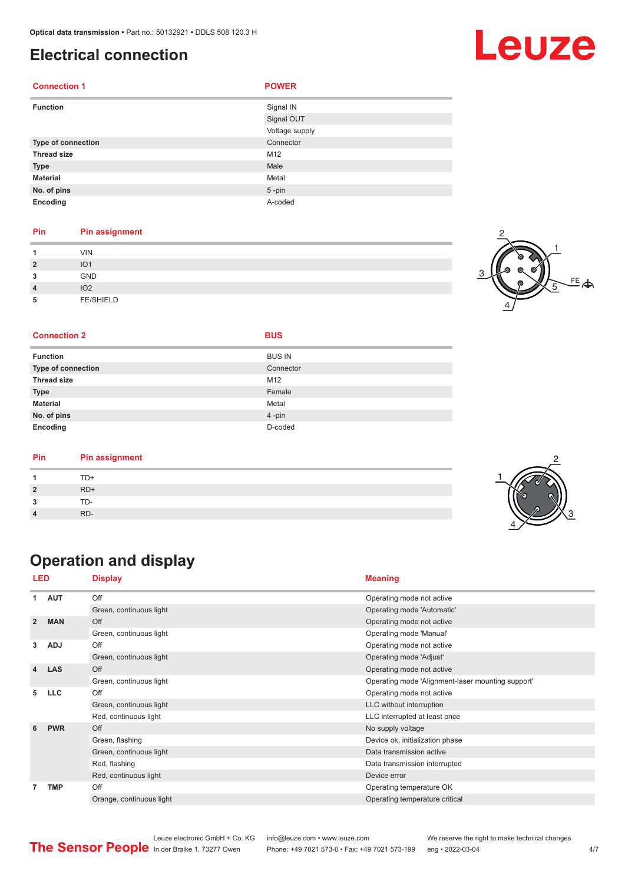# Electrical connection

| Connection 1 | POWER |
|---|---|
| Function | Signal IN |
| | Signal OUT |
| | Voltage supply |
| Type of connection | Connector |
| Thread size | M12 |
| Type | Male |
| Material | Metal |
| No. of pins | 5 -pin |
| Encoding | A-coded |

| Pin | Pin assignment |
|---|---|
| 1 | VIN |
| 2 | IO1 |
| 3 | GND |
| 4 | IO2 |
| 5 | FE/SHIELD |

| Connection 2 | BUS |
|---|---|
| Function | BUS IN |
| Type of connection | Connector |
| Thread size | M12 |
| Type | Female |
| Material | Metal |
| No. of pins | 4 -pin |
| Encoding | D-coded |

| Pin | Pin assignment |
|---|---|
| 1 | TD+ |
| 2 | RD+ |
| 3 | TD- |
| 4 | RD- |

# Operation and display

| LED | | Display | Meaning |
|---|---|---|---|
| 1 | AUT | Off | Operating mode not active |
| | | Green, continuous light | Operating mode 'Automatic' |
| 2 | MAN | Off | Operating mode not active |
| | | Green, continuous light | Operating mode 'Manual' |
| 3 | ADJ | Off | Operating mode not active |
| | | Green, continuous light | Operating mode 'Adjust' |
| 4 | LAS | Off | Operating mode not active |
| | | Green, continuous light | Operating mode 'Alignment-laser mounting support' |
| 5 | LLC | Off | Operating mode not active |
| | | Green, continuous light | LLC without interruption |
| | | Red, continuous light | LLC interrupted at least once |
| 6 | PWR | Off | No supply voltage |
| | | Green, flashing | Device ok, initialization phase |
| | | Green, continuous light | Data transmission active |
| | | Red, flashing | Data transmission interrupted |
| | | Red, continuous light | Device error |
| 7 | TMP | Off | Operating temperature OK |
| | | Orange, continuous light | Operating temperature critical |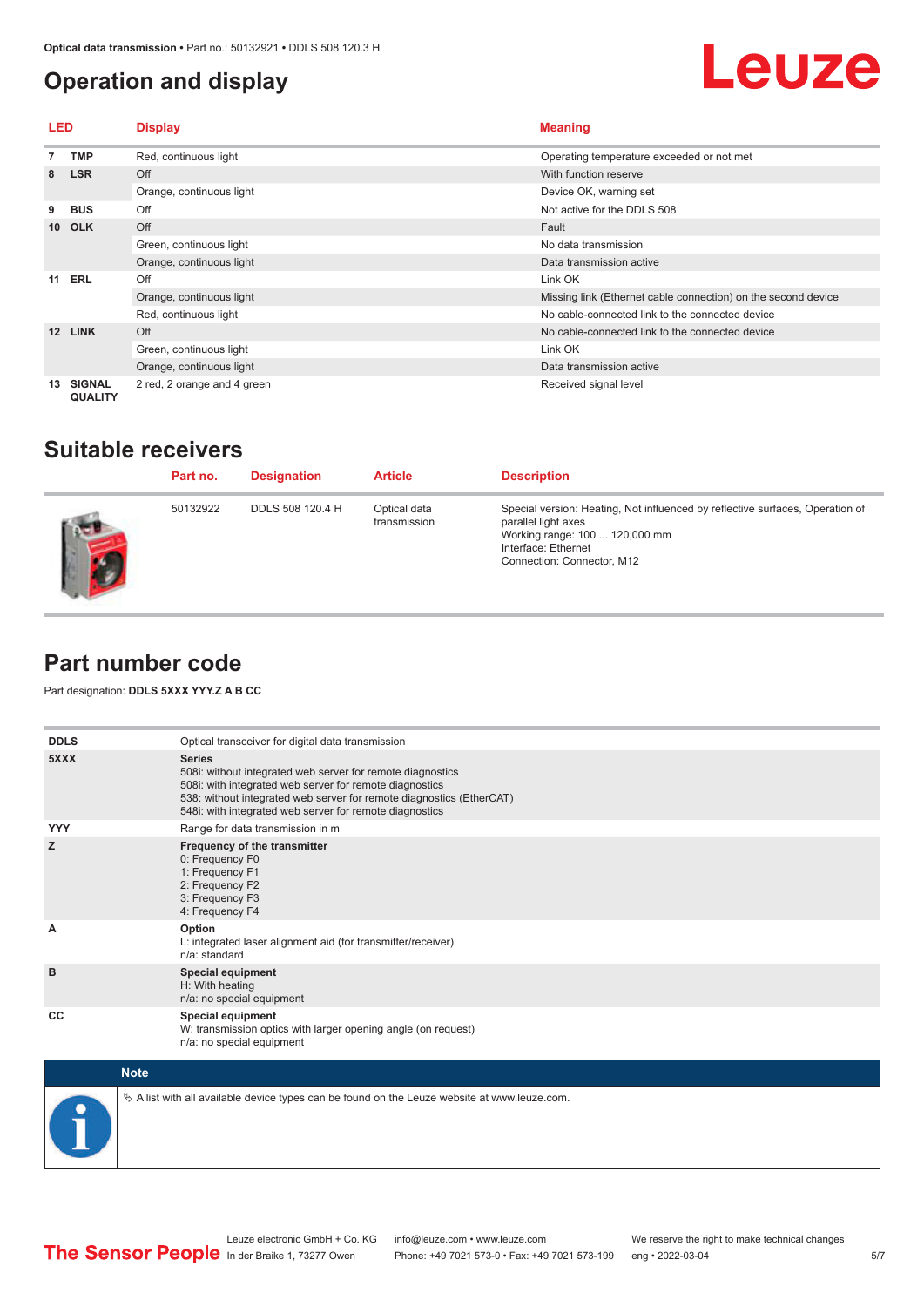# Operation and display

| LED | | Display | Meaning |
|---|---|---|---|
| 7 | TMP | Red, continuous light | Operating temperature exceeded or not met |
| 8 | LSR | Off | With function reserve |
| | | Orange, continuous light | Device OK, warning set |
| 9 | BUS | Off | Not active for the DDLS 508 |
| 10 | OLK | Off | Fault |
| | | Green, continuous light | No data transmission |
| | | Orange, continuous light | Data transmission active |
| 11 | ERL | Off | Link OK |
| | | Orange, continuous light | Missing link (Ethernet cable connection) on the second device |
| | | Red, continuous light | No cable-connected link to the connected device |
| 12 | LINK | Off | No cable-connected link to the connected device |
| | | Green, continuous light | Link OK |
| | | Orange, continuous light | Data transmission active |
| 13 | SIGNAL QUALITY | 2 red, 2 orange and 4 green | Received signal level |

## Suitable receivers

| Part no. | Designation | Article | Description |
|---|---|---|---|
| 50132922 | DDLS 508 120.4 H | Optical data transmission | Special version: Heating, Not influenced by reflective surfaces, Operation of parallel light axes<br>Working range: 100 ... 120,000 mm<br>Interface: Ethernet<br>Connection: Connector, M12 |

## Part number code

Part designation: **DDLS 5XXX YYY.Z A B CC**

| | |
|---|---|
| **DDLS** | Optical transceiver for digital data transmission |
| **5XXX** | **Series**<br>508i: without integrated web server for remote diagnostics<br>508i: with integrated web server for remote diagnostics<br>538: without integrated web server for remote diagnostics (EtherCAT)<br>548i: with integrated web server for remote diagnostics |
| **YYY** | Range for data transmission in m |
| **Z** | **Frequency of the transmitter**<br>0: Frequency F0<br>1: Frequency F1<br>2: Frequency F2<br>3: Frequency F3<br>4: Frequency F4 |
| **A** | **Option**<br>L: integrated laser alignment aid (for transmitter/receiver)<br>n/a: standard |
| **B** | **Special equipment**<br>H: With heating<br>n/a: no special equipment |
| **CC** | **Special equipment**<br>W: transmission optics with larger opening angle (on request)<br>n/a: no special equipment |

**Note**

↳ A list with all available device types can be found on the Leuze website at www.leuze.com.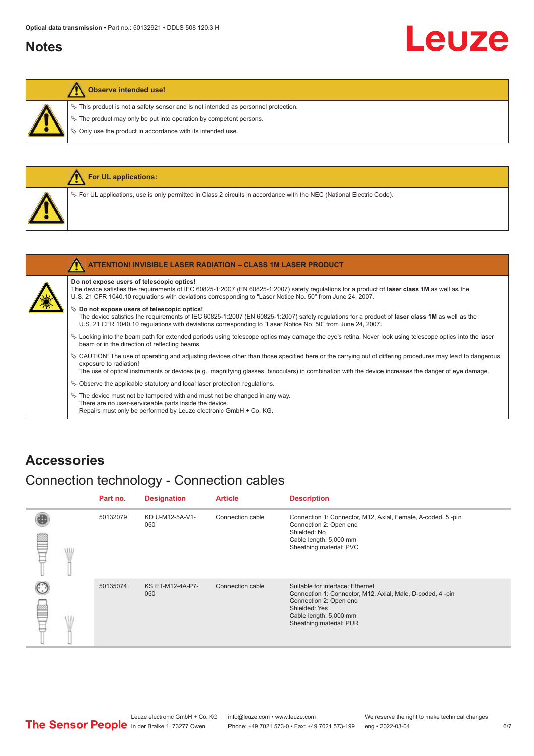## Notes

**Observe intended use!**

- This product is not a safety sensor and is not intended as personnel protection.
- The product may only be put into operation by competent persons.
- Only use the product in accordance with its intended use.

**For UL applications:**

- For UL applications, use is only permitted in Class 2 circuits in accordance with the NEC (National Electric Code).

**ATTENTION! INVISIBLE LASER RADIATION – CLASS 1M LASER PRODUCT**

**Do not expose users of telescopic optics!**
The device satisfies the requirements of IEC 60825-1:2007 (EN 60825-1:2007) safety regulations for a product of **laser class 1M** as well as the U.S. 21 CFR 1040.10 regulations with deviations corresponding to "Laser Notice No. 50" from June 24, 2007.

- **Do not expose users of telescopic optics!**
  The device satisfies the requirements of IEC 60825-1:2007 (EN 60825-1:2007) safety regulations for a product of **laser class 1M** as well as the U.S. 21 CFR 1040.10 regulations with deviations corresponding to "Laser Notice No. 50" from June 24, 2007.
- Looking into the beam path for extended periods using telescope optics may damage the eye's retina. Never look using telescope optics into the laser beam or in the direction of reflecting beams.
- CAUTION! The use of operating and adjusting devices other than those specified here or the carrying out of differing procedures may lead to dangerous exposure to radiation!
  The use of optical instruments or devices (e.g., magnifying glasses, binoculars) in combination with the device increases the danger of eye damage.
- Observe the applicable statutory and local laser protection regulations.
- The device must not be tampered with and must not be changed in any way.
  There are no user-serviceable parts inside the device.
  Repairs must only be performed by Leuze electronic GmbH + Co. KG.

## Accessories

### Connection technology - Connection cables

| Part no. | Designation | Article | Description |
|---|---|---|---|
| 50132079 | KD U-M12-5A-V1-050 | Connection cable | Connection 1: Connector, M12, Axial, Female, A-coded, 5 -pin<br>Connection 2: Open end<br>Shielded: No<br>Cable length: 5,000 mm<br>Sheathing material: PVC |
| 50135074 | KS ET-M12-4A-P7-050 | Connection cable | Suitable for interface: Ethernet<br>Connection 1: Connector, M12, Axial, Male, D-coded, 4 -pin<br>Connection 2: Open end<br>Shielded: Yes<br>Cable length: 5,000 mm<br>Sheathing material: PUR |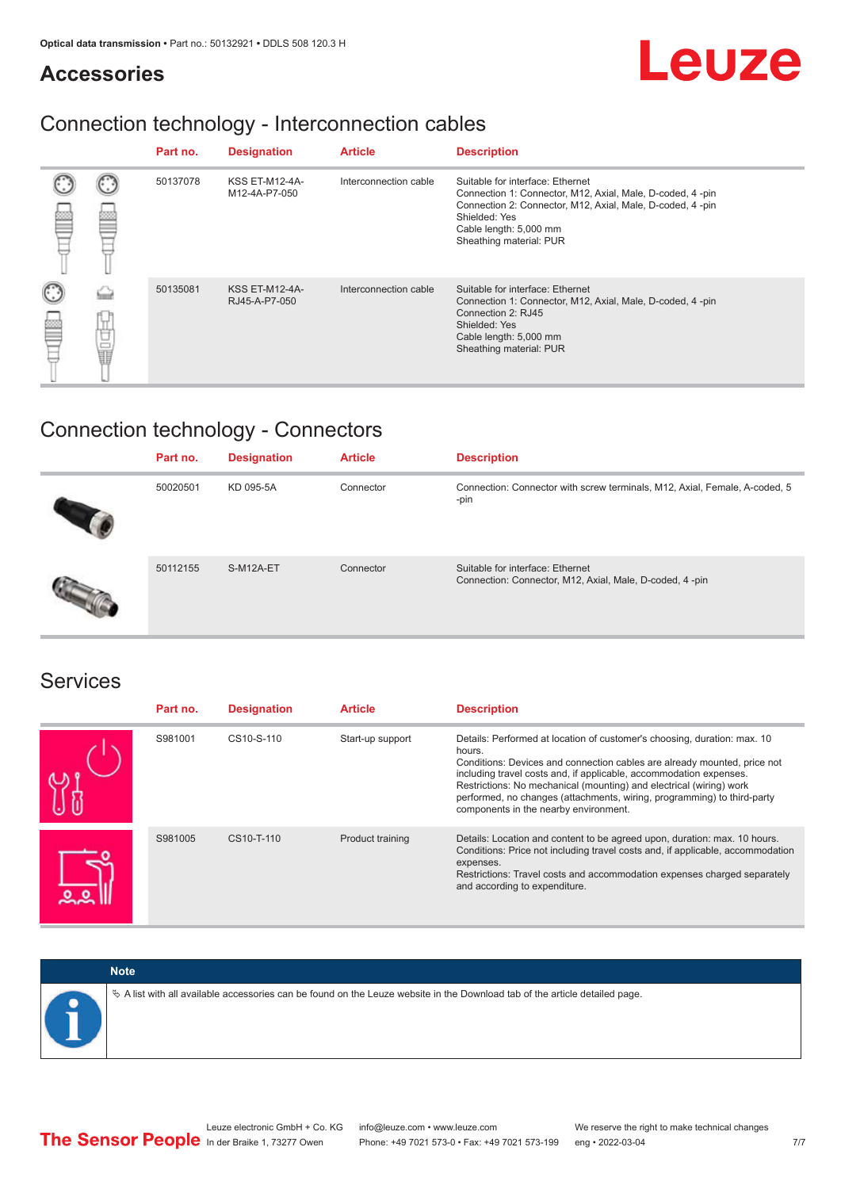## Accessories

### Connection technology - Interconnection cables

| | Part no. | Designation | Article | Description |
|---|---|---|---|---|
| | 50137078 | KSS ET-M12-4A-M12-4A-P7-050 | Interconnection cable | Suitable for interface: Ethernet<br>Connection 1: Connector, M12, Axial, Male, D-coded, 4 -pin<br>Connection 2: Connector, M12, Axial, Male, D-coded, 4 -pin<br>Shielded: Yes<br>Cable length: 5,000 mm<br>Sheathing material: PUR |
| | 50135081 | KSS ET-M12-4A-RJ45-A-P7-050 | Interconnection cable | Suitable for interface: Ethernet<br>Connection 1: Connector, M12, Axial, Male, D-coded, 4 -pin<br>Connection 2: RJ45<br>Shielded: Yes<br>Cable length: 5,000 mm<br>Sheathing material: PUR |

### Connection technology - Connectors

| | Part no. | Designation | Article | Description |
|---|---|---|---|---|
| | 50020501 | KD 095-5A | Connector | Connection: Connector with screw terminals, M12, Axial, Female, A-coded, 5 -pin |
| | 50112155 | S-M12A-ET | Connector | Suitable for interface: Ethernet<br>Connection: Connector, M12, Axial, Male, D-coded, 4 -pin |

### Services

| | Part no. | Designation | Article | Description |
|---|---|---|---|---|
| | S981001 | CS10-S-110 | Start-up support | Details: Performed at location of customer's choosing, duration: max. 10 hours.<br>Conditions: Devices and connection cables are already mounted, price not including travel costs and, if applicable, accommodation expenses.<br>Restrictions: No mechanical (mounting) and electrical (wiring) work performed, no changes (attachments, wiring, programming) to third-party components in the nearby environment. |
| | S981005 | CS10-T-110 | Product training | Details: Location and content to be agreed upon, duration: max. 10 hours.<br>Conditions: Price not including travel costs and, if applicable, accommodation expenses.<br>Restrictions: Travel costs and accommodation expenses charged separately and according to expenditure. |

**Note**

↳ A list with all available accessories can be found on the Leuze website in the Download tab of the article detailed page.